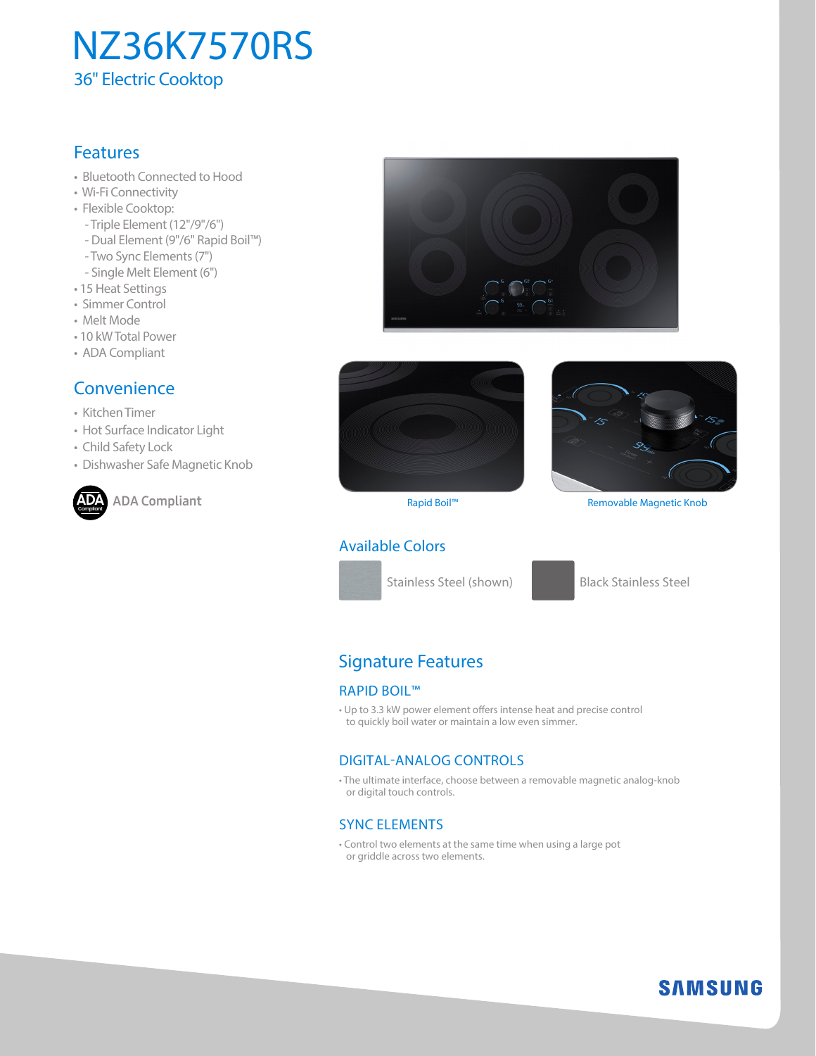# NZ36K7570RS

36" Electric Cooktop

## Features

- Bluetooth Connected to Hood
- Wi-Fi Connectivity
- Flexible Cooktop:
  - Triple Element (12"/9"/6")
  - Dual Element (9"/6" Rapid Boil™)
  - Two Sync Elements (7")
  - Single Melt Element (6")
- 15 Heat Settings
- Simmer Control
- Melt Mode
- 10 kW Total Power
- ADA Compliant

## Convenience

- Kitchen Timer
- Hot Surface Indicator Light
- Child Safety Lock
- Dishwasher Safe Magnetic Knob

ADA Compliant

Rapid Boil™

Removable Magnetic Knob

## Available Colors

- Stainless Steel (shown)
- Black Stainless Steel

## Signature Features

### RAPID BOIL™

- Up to 3.3 kW power element offers intense heat and precise control to quickly boil water or maintain a low even simmer.

### DIGITAL-ANALOG CONTROLS

- The ultimate interface, choose between a removable magnetic analog-knob or digital touch controls.

### SYNC ELEMENTS

- Control two elements at the same time when using a large pot or griddle across two elements.

SAMSUNG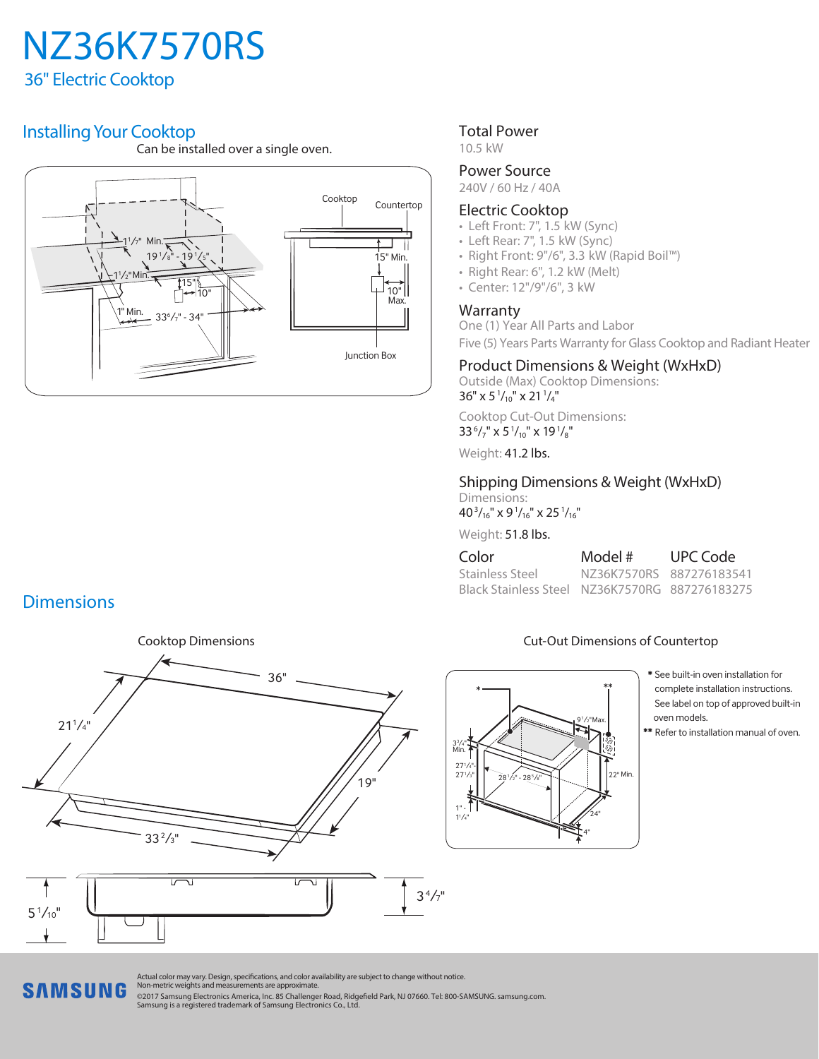# NZ36K7570RS

36" Electric Cooktop

## Installing Your Cooktop

Can be installed over a single oven.

1 1/7" Min.
19 1/8" - 19 1/5"
1 1/2" Min.
15"
10"
1" Min.
33 6/7" - 34"
Cooktop
Countertop
15" Min.
10" Max.
Junction Box

## Total Power

10.5 kW

## Power Source

240V / 60 Hz / 40A

## Electric Cooktop

- Left Front: 7", 1.5 kW (Sync)
- Left Rear: 7", 1.5 kW (Sync)
- Right Front: 9"/6", 3.3 kW (Rapid Boil™)
- Right Rear: 6", 1.2 kW (Melt)
- Center: 12"/9"/6", 3 kW

## Warranty

One (1) Year All Parts and Labor

Five (5) Years Parts Warranty for Glass Cooktop and Radiant Heater

## Product Dimensions & Weight (WxHxD)

Outside (Max) Cooktop Dimensions:
36" x 5 1/10" x 21 1/4"

Cooktop Cut-Out Dimensions:
33 6/7" x 5 1/10" x 19 1/8"

Weight: 41.2 lbs.

## Shipping Dimensions & Weight (WxHxD)

Dimensions:
40 3/16" x 9 1/16" x 25 1/16"

Weight: 51.8 lbs.

| Color | Model # | UPC Code |
|---|---|---|
| Stainless Steel | NZ36K7570RS | 887276183541 |
| Black Stainless Steel | NZ36K7570RG | 887276183275 |

## Dimensions

### Cooktop Dimensions

36"
21 1/4"
19"
33 2/3"
5 1/10"
3 4/7"

### Cut-Out Dimensions of Countertop

*
**
9 1/2" Max.
3 3/4" Min.
27 1/4" - 27 1/2"
28 1/2" - 28 5/8"
22" Min.
1" - 1 1/4"
24"
4"

* See built-in oven installation for complete installation instructions. See label on top of approved built-in oven models.

** Refer to installation manual of oven.

SAMSUNG

Actual color may vary. Design, specifications, and color availability are subject to change without notice.
Non-metric weights and measurements are approximate.
©2017 Samsung Electronics America, Inc. 85 Challenger Road, Ridgefield Park, NJ 07660. Tel: 800-SAMSUNG. samsung.com.
Samsung is a registered trademark of Samsung Electronics Co., Ltd.